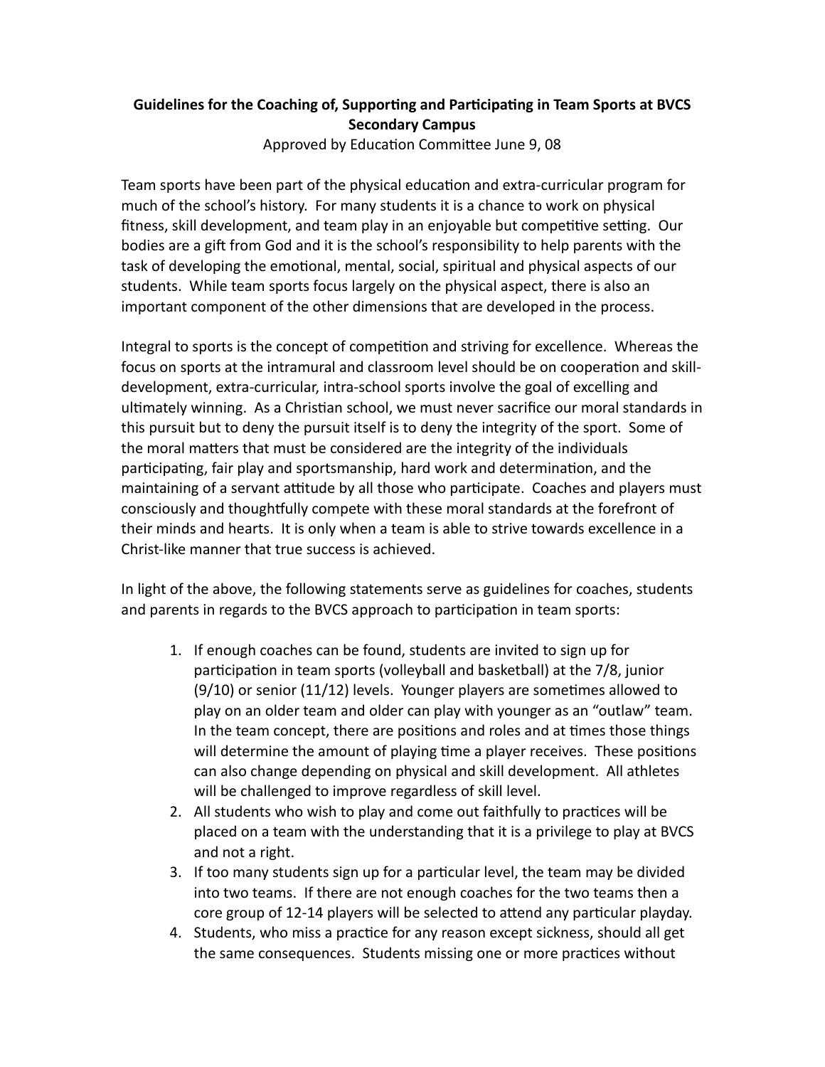**Guidelines for the Coaching of, Supporting and Participating in Team Sports at BVCS Secondary Campus**

Approved by Education Committee June 9, 08

Team sports have been part of the physical education and extra-curricular program for much of the school's history. For many students it is a chance to work on physical fitness, skill development, and team play in an enjoyable but competitive setting. Our bodies are a gift from God and it is the school's responsibility to help parents with the task of developing the emotional, mental, social, spiritual and physical aspects of our students. While team sports focus largely on the physical aspect, there is also an important component of the other dimensions that are developed in the process.

Integral to sports is the concept of competition and striving for excellence. Whereas the focus on sports at the intramural and classroom level should be on cooperation and skill-development, extra-curricular, intra-school sports involve the goal of excelling and ultimately winning. As a Christian school, we must never sacrifice our moral standards in this pursuit but to deny the pursuit itself is to deny the integrity of the sport. Some of the moral matters that must be considered are the integrity of the individuals participating, fair play and sportsmanship, hard work and determination, and the maintaining of a servant attitude by all those who participate. Coaches and players must consciously and thoughtfully compete with these moral standards at the forefront of their minds and hearts. It is only when a team is able to strive towards excellence in a Christ-like manner that true success is achieved.

In light of the above, the following statements serve as guidelines for coaches, students and parents in regards to the BVCS approach to participation in team sports:

1. If enough coaches can be found, students are invited to sign up for participation in team sports (volleyball and basketball) at the 7/8, junior (9/10) or senior (11/12) levels. Younger players are sometimes allowed to play on an older team and older can play with younger as an "outlaw" team. In the team concept, there are positions and roles and at times those things will determine the amount of playing time a player receives. These positions can also change depending on physical and skill development. All athletes will be challenged to improve regardless of skill level.
2. All students who wish to play and come out faithfully to practices will be placed on a team with the understanding that it is a privilege to play at BVCS and not a right.
3. If too many students sign up for a particular level, the team may be divided into two teams. If there are not enough coaches for the two teams then a core group of 12-14 players will be selected to attend any particular playday.
4. Students, who miss a practice for any reason except sickness, should all get the same consequences. Students missing one or more practices without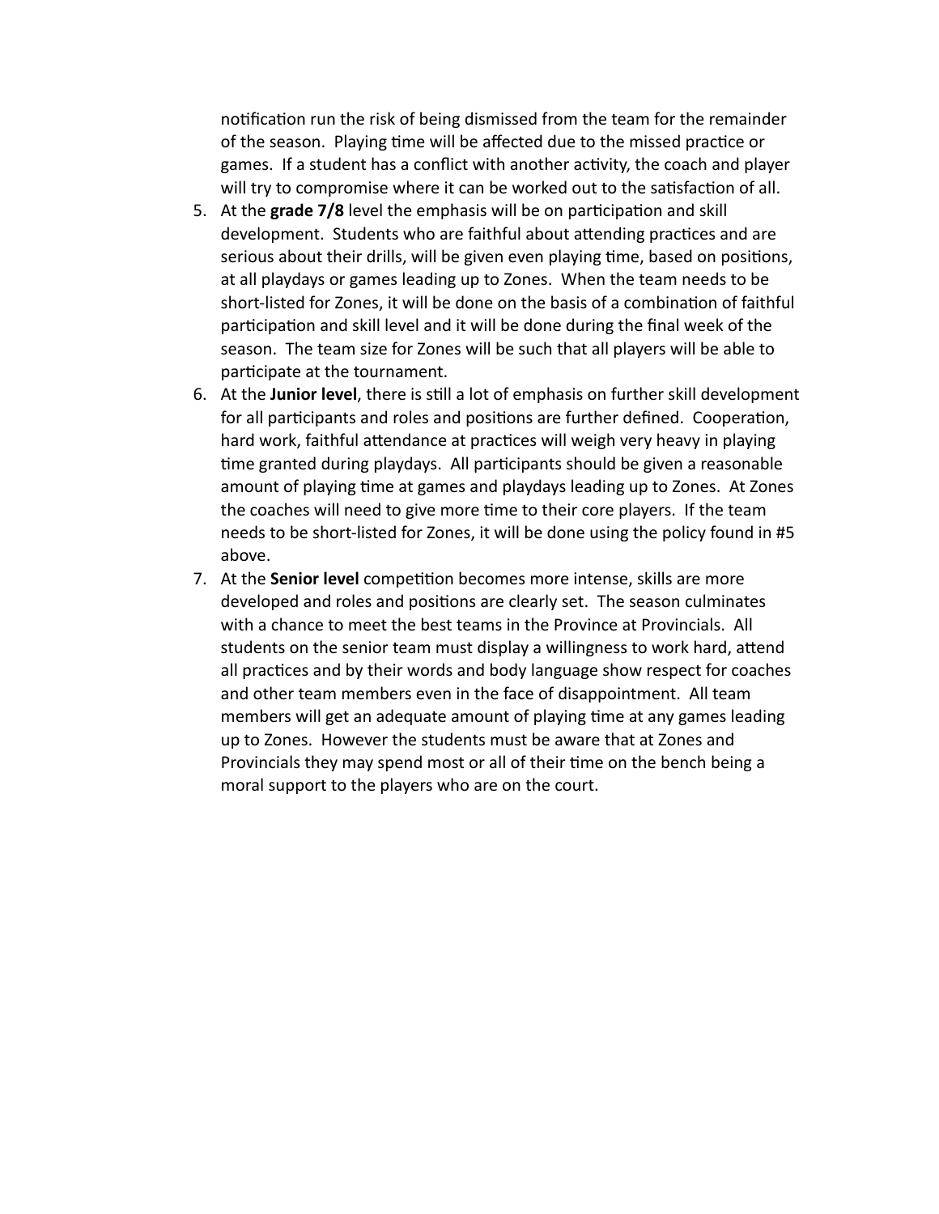notification run the risk of being dismissed from the team for the remainder of the season. Playing time will be affected due to the missed practice or games. If a student has a conflict with another activity, the coach and player will try to compromise where it can be worked out to the satisfaction of all.

5. At the **grade 7/8** level the emphasis will be on participation and skill development. Students who are faithful about attending practices and are serious about their drills, will be given even playing time, based on positions, at all playdays or games leading up to Zones. When the team needs to be short-listed for Zones, it will be done on the basis of a combination of faithful participation and skill level and it will be done during the final week of the season. The team size for Zones will be such that all players will be able to participate at the tournament.
6. At the **Junior level**, there is still a lot of emphasis on further skill development for all participants and roles and positions are further defined. Cooperation, hard work, faithful attendance at practices will weigh very heavy in playing time granted during playdays. All participants should be given a reasonable amount of playing time at games and playdays leading up to Zones. At Zones the coaches will need to give more time to their core players. If the team needs to be short-listed for Zones, it will be done using the policy found in #5 above.
7. At the **Senior level** competition becomes more intense, skills are more developed and roles and positions are clearly set. The season culminates with a chance to meet the best teams in the Province at Provincials. All students on the senior team must display a willingness to work hard, attend all practices and by their words and body language show respect for coaches and other team members even in the face of disappointment. All team members will get an adequate amount of playing time at any games leading up to Zones. However the students must be aware that at Zones and Provincials they may spend most or all of their time on the bench being a moral support to the players who are on the court.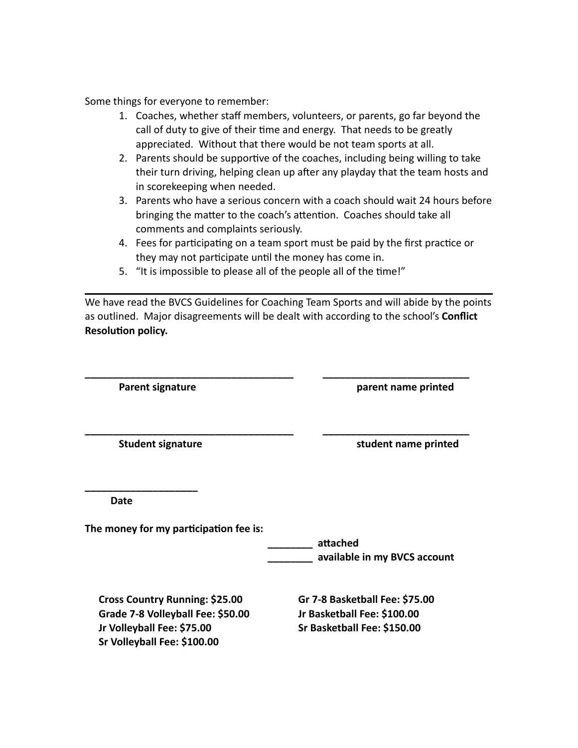Some things for everyone to remember:

1. Coaches, whether staff members, volunteers, or parents, go far beyond the call of duty to give of their time and energy. That needs to be greatly appreciated. Without that there would be not team sports at all.
2. Parents should be supportive of the coaches, including being willing to take their turn driving, helping clean up after any playday that the team hosts and in scorekeeping when needed.
3. Parents who have a serious concern with a coach should wait 24 hours before bringing the matter to the coach's attention. Coaches should take all comments and complaints seriously.
4. Fees for participating on a team sport must be paid by the first practice or they may not participate until the money has come in.
5. "It is impossible to please all of the people all of the time!"

---

We have read the BVCS Guidelines for Coaching Team Sports and will abide by the points as outlined. Major disagreements will be dealt with according to the school's **Conflict Resolution policy.**

______________________________________ ___________________________

**Parent signature** **parent name printed**

______________________________________ ___________________________

**Student signature** **student name printed**

____________________

**Date**

**The money for my participation fee is:**

**________ attached**

**________ available in my BVCS account**

**Cross Country Running: $25.00**
**Grade 7-8 Volleyball Fee: $50.00**
**Jr Volleyball Fee: $75.00**
**Sr Volleyball Fee: $100.00**

**Gr 7-8 Basketball Fee: $75.00**
**Jr Basketball Fee: $100.00**
**Sr Basketball Fee: $150.00**